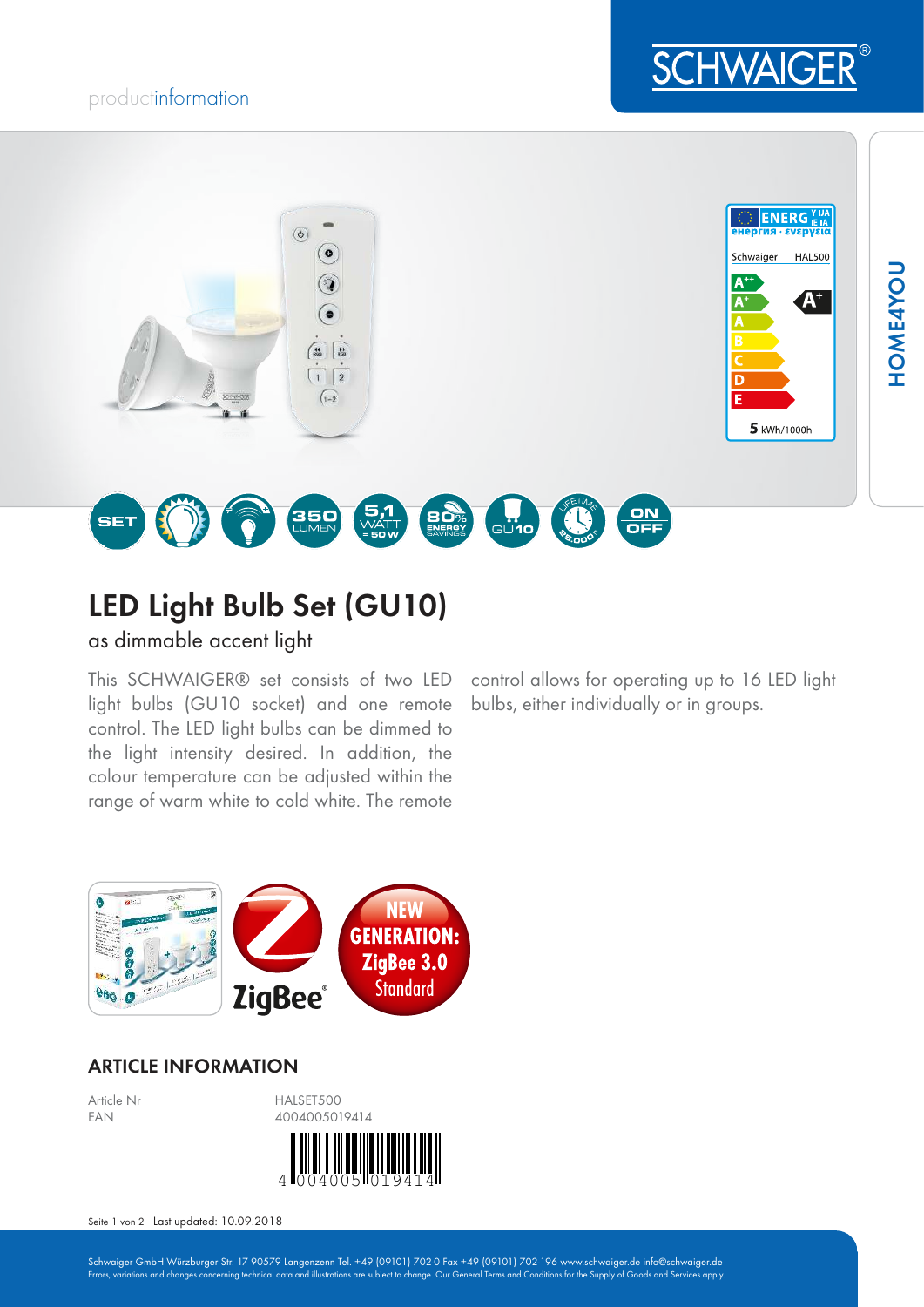productinformation

# LED Light Bulb Set (GU10)

as dimmable accent light

This SCHWAIGER® set consists of two LED light bulbs (GU10 socket) and one remote control. The LED light bulbs can be dimmed to the light intensity desired. In addition, the colour temperature can be adjusted within the range of warm white to cold white. The remote control allows for operating up to 16 LED light bulbs, either individually or in groups.

## ARTICLE INFORMATION

| | |
|---|---|
| Article Nr | HALSET500 |
| EAN | 4004005019414 |

Last updated: 10.09.2018

Schwaiger GmbH Würzburger Str. 17 90579 Langenzenn Tel. +49 (09101) 702-0 Fax +49 (09101) 702-196 www.schwaiger.de info@schwaiger.de
Errors, variations and changes concerning technical data and illustrations are subject to change. Our General Terms and Conditions for the Supply of Goods and Services apply.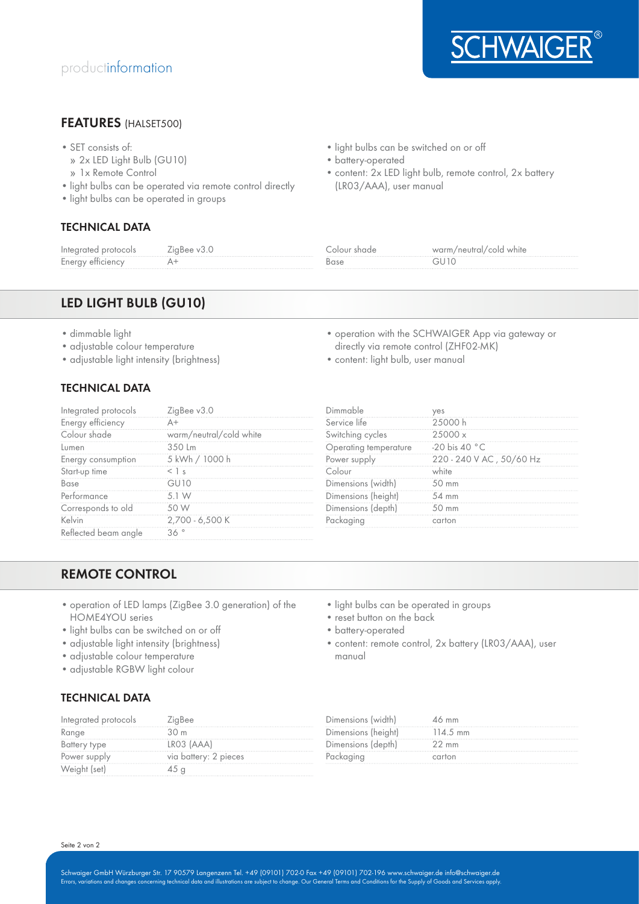productinformation

## FEATURES (HALSET500)

- SET consists of:
  - 2x LED Light Bulb (GU10)
  - 1x Remote Control
- light bulbs can be operated via remote control directly
- light bulbs can be operated in groups
- light bulbs can be switched on or off
- battery-operated
- content: 2x LED light bulb, remote control, 2x battery (LR03/AAA), user manual

### TECHNICAL DATA

| | | | |
|---|---|---|---|
| Integrated protocols | ZigBee v3.0 | Colour shade | warm/neutral/cold white |
| Energy efficiency | A+ | Base | GU10 |

## LED LIGHT BULB (GU10)

- dimmable light
- adjustable colour temperature
- adjustable light intensity (brightness)
- operation with the SCHWAIGER App via gateway or directly via remote control (ZHF02-MK)
- content: light bulb, user manual

### TECHNICAL DATA

| | | | |
|---|---|---|---|
| Integrated protocols | ZigBee v3.0 | Dimmable | yes |
| Energy efficiency | A+ | Service life | 25000 h |
| Colour shade | warm/neutral/cold white | Switching cycles | 25000 x |
| Lumen | 350 Lm | Operating temperature | -20 bis 40 °C |
| Energy consumption | 5 kWh / 1000 h | Power supply | 220 - 240 V AC , 50/60 Hz |
| Start-up time | < 1 s | Colour | white |
| Base | GU10 | Dimensions (width) | 50 mm |
| Performance | 5.1 W | Dimensions (height) | 54 mm |
| Corresponds to old | 50 W | Dimensions (depth) | 50 mm |
| Kelvin | 2,700 - 6,500 K | Packaging | carton |
| Reflected beam angle | 36 ° | | |

## REMOTE CONTROL

- operation of LED lamps (ZigBee 3.0 generation) of the HOME4YOU series
- light bulbs can be switched on or off
- adjustable light intensity (brightness)
- adjustable colour temperature
- adjustable RGBW light colour
- light bulbs can be operated in groups
- reset button on the back
- battery-operated
- content: remote control, 2x battery (LR03/AAA), user manual

### TECHNICAL DATA

| | | | |
|---|---|---|---|
| Integrated protocols | ZigBee | Dimensions (width) | 46 mm |
| Range | 30 m | Dimensions (height) | 114.5 mm |
| Battery type | LR03 (AAA) | Dimensions (depth) | 22 mm |
| Power supply | via battery: 2 pieces | Packaging | carton |
| Weight (set) | 45 g | | |

Schwaiger GmbH Würzburger Str. 17 90579 Langenzenn Tel. +49 (09101) 702-0 Fax +49 (09101) 702-196 www.schwaiger.de info@schwaiger.de
Errors, variations and changes concerning technical data and illustrations are subject to change. Our General Terms and Conditions for the Supply of Goods and Services apply.